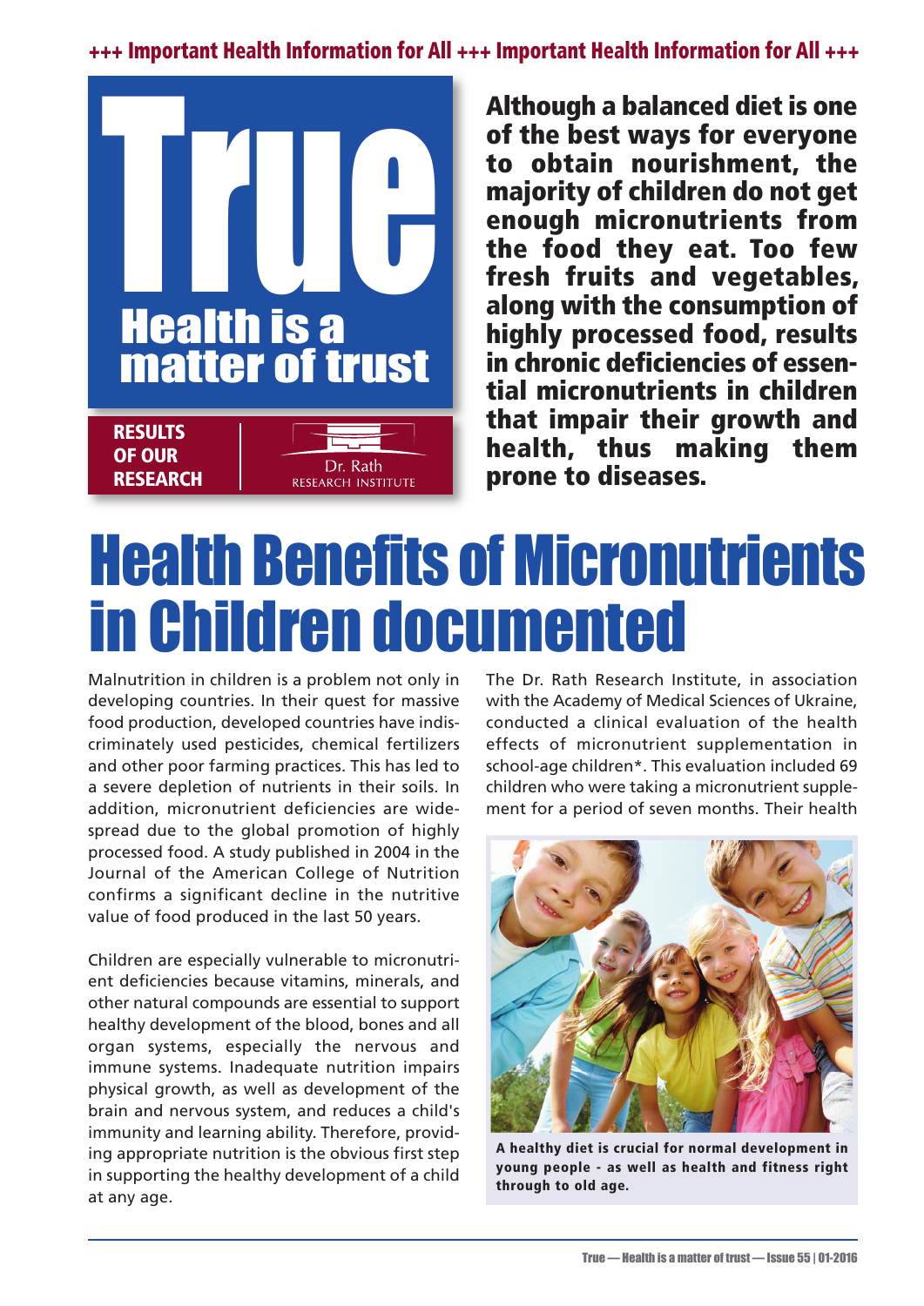+++ Important Health Information for All +++ Important Health Information for All +++

# True

## Health is a matter of trust

**RESULTS OF OUR RESEARCH**

Dr. Rath RESEARCH INSTITUTE

**Although a balanced diet is one of the best ways for everyone to obtain nourishment, the majority of children do not get enough micronutrients from the food they eat. Too few fresh fruits and vegetables, along with the consumption of highly processed food, results in chronic deficiencies of essential micronutrients in children that impair their growth and health, thus making them prone to diseases.**

# Health Benefits of Micronutrients in Children documented

Malnutrition in children is a problem not only in developing countries. In their quest for massive food production, developed countries have indiscriminately used pesticides, chemical fertilizers and other poor farming practices. This has led to a severe depletion of nutrients in their soils. In addition, micronutrient deficiencies are widespread due to the global promotion of highly processed food. A study published in 2004 in the Journal of the American College of Nutrition confirms a significant decline in the nutritive value of food produced in the last 50 years.

Children are especially vulnerable to micronutrient deficiencies because vitamins, minerals, and other natural compounds are essential to support healthy development of the blood, bones and all organ systems, especially the nervous and immune systems. Inadequate nutrition impairs physical growth, as well as development of the brain and nervous system, and reduces a child's immunity and learning ability. Therefore, providing appropriate nutrition is the obvious first step in supporting the healthy development of a child at any age.

The Dr. Rath Research Institute, in association with the Academy of Medical Sciences of Ukraine, conducted a clinical evaluation of the health effects of micronutrient supplementation in school-age children*. This evaluation included 69 children who were taking a micronutrient supplement for a period of seven months. Their health

**A healthy diet is crucial for normal development in young people - as well as health and fitness right through to old age.**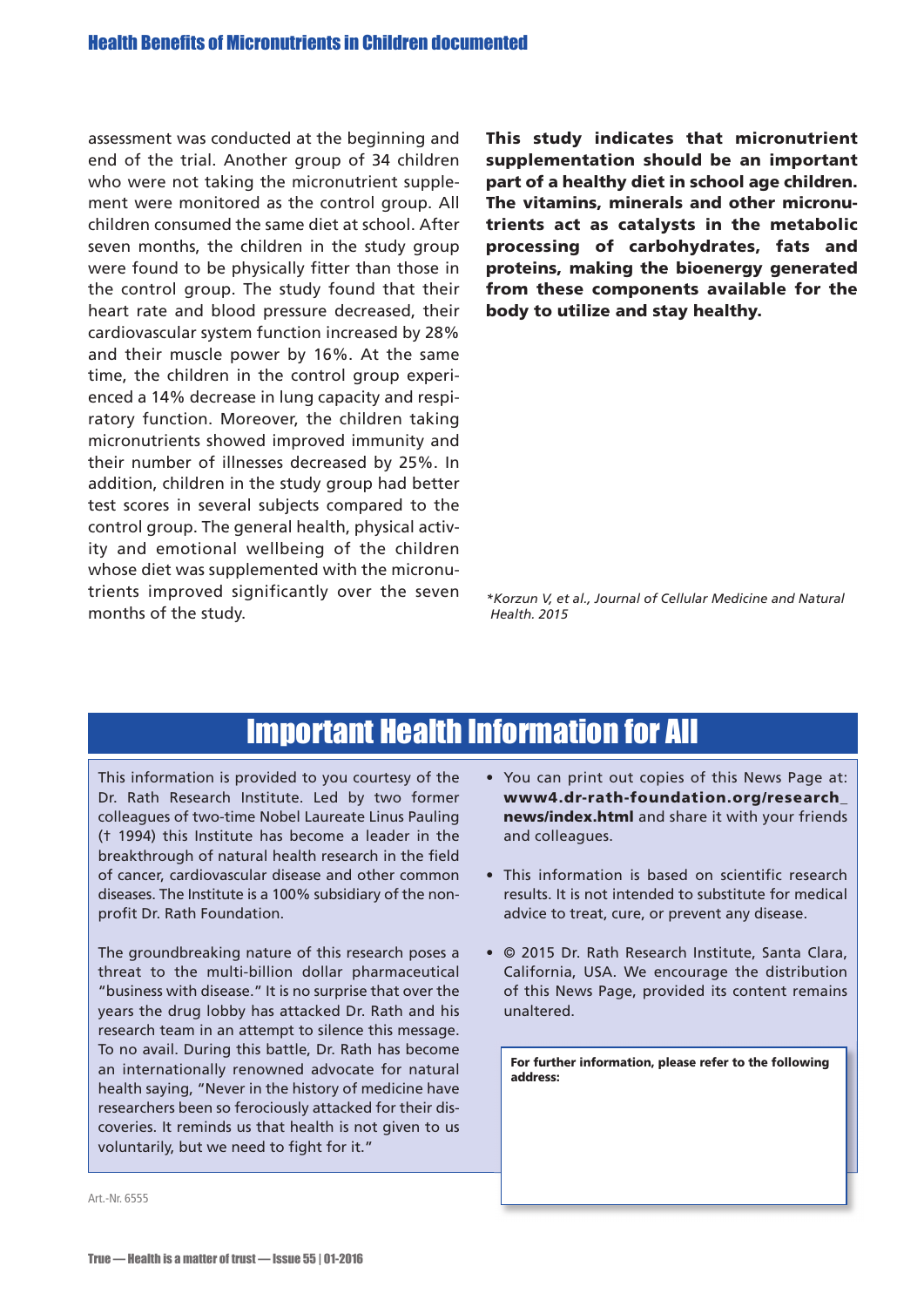assessment was conducted at the beginning and end of the trial. Another group of 34 children who were not taking the micronutrient supplement were monitored as the control group. All children consumed the same diet at school. After seven months, the children in the study group were found to be physically fitter than those in the control group. The study found that their heart rate and blood pressure decreased, their cardiovascular system function increased by 28% and their muscle power by 16%. At the same time, the children in the control group experienced a 14% decrease in lung capacity and respiratory function. Moreover, the children taking micronutrients showed improved immunity and their number of illnesses decreased by 25%. In addition, children in the study group had better test scores in several subjects compared to the control group. The general health, physical activity and emotional wellbeing of the children whose diet was supplemented with the micronutrients improved significantly over the seven months of the study.

**This study indicates that micronutrient supplementation should be an important part of a healthy diet in school age children. The vitamins, minerals and other micronutrients act as catalysts in the metabolic processing of carbohydrates, fats and proteins, making the bioenergy generated from these components available for the body to utilize and stay healthy.**

*\*Korzun V, et al., Journal of Cellular Medicine and Natural Health. 2015*

## Important Health Information for All

This information is provided to you courtesy of the Dr. Rath Research Institute. Led by two former colleagues of two-time Nobel Laureate Linus Pauling († 1994) this Institute has become a leader in the breakthrough of natural health research in the field of cancer, cardiovascular disease and other common diseases. The Institute is a 100% subsidiary of the non-profit Dr. Rath Foundation.

The groundbreaking nature of this research poses a threat to the multi-billion dollar pharmaceutical "business with disease." It is no surprise that over the years the drug lobby has attacked Dr. Rath and his research team in an attempt to silence this message. To no avail. During this battle, Dr. Rath has become an internationally renowned advocate for natural health saying, "Never in the history of medicine have researchers been so ferociously attacked for their discoveries. It reminds us that health is not given to us voluntarily, but we need to fight for it."

- You can print out copies of this News Page at: **www4.dr-rath-foundation.org/research_news/index.html** and share it with your friends and colleagues.
- This information is based on scientific research results. It is not intended to substitute for medical advice to treat, cure, or prevent any disease.
- © 2015 Dr. Rath Research Institute, Santa Clara, California, USA. We encourage the distribution of this News Page, provided its content remains unaltered.

**For further information, please refer to the following address:**

Art.-Nr. 6555